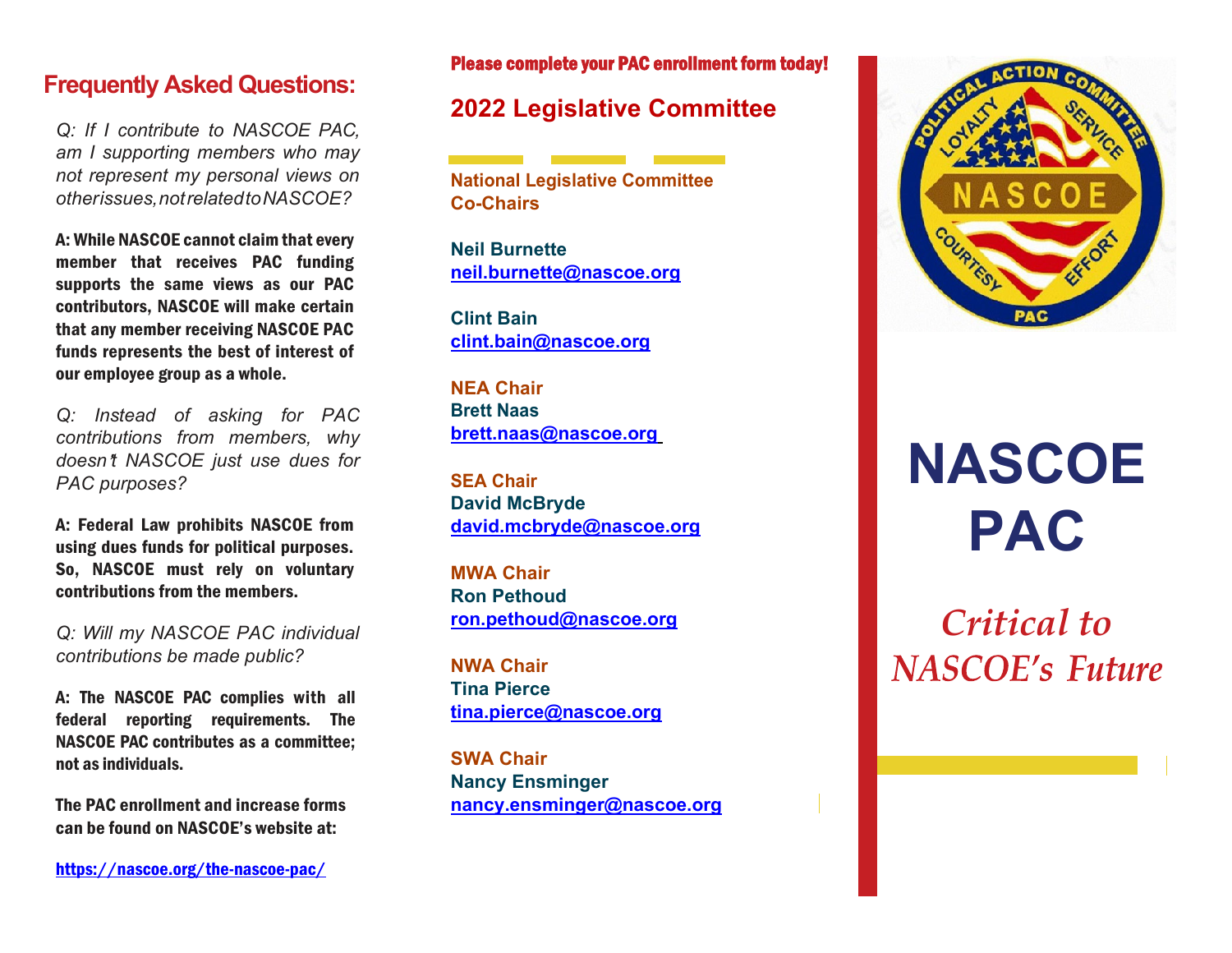## Frequently Asked Questions:

*Q: If I contribute to NASCOE PAC, am I supporting members who may not represent my personal views on other issues, not related to NASCOE?*

**A: While NASCOE cannot claim that every member that receives PAC funding supports the same views as our PAC contributors, NASCOE will make certain that any member receiving NASCOE PAC funds represents the best of interest of our employee group as a whole.**

*Q: Instead of asking for PAC contributions from members, why doesn't NASCOE just use dues for PAC purposes?*

**A: Federal Law prohibits NASCOE from using dues funds for political purposes. So, NASCOE must rely on voluntary contributions from the members.**

*Q: Will my NASCOE PAC individual contributions be made public?*

**A: The NASCOE PAC complies with all federal reporting requirements. The NASCOE PAC contributes as a committee; not as individuals.**

**The PAC enrollment and increase forms can be found on NASCOE's website at:**

https://nascoe.org/the-nascoe-pac/

**Please complete your PAC enrollment form today!**

## 2022 Legislative Committee

**National Legislative Committee Co-Chairs**

**Neil Burnette**
neil.burnette@nascoe.org

**Clint Bain**
clint.bain@nascoe.org

**NEA Chair**
**Brett Naas**
brett.naas@nascoe.org

**SEA Chair**
**David McBryde**
david.mcbryde@nascoe.org

**MWA Chair**
**Ron Pethoud**
ron.pethoud@nascoe.org

**NWA Chair**
**Tina Pierce**
tina.pierce@nascoe.org

**SWA Chair**
**Nancy Ensminger**
nancy.ensminger@nascoe.org

POLITICAL ACTION COMMITTEE
LOYALTY SERVICE
NASCOE
COURTESY EFFORT
PAC

# NASCOE PAC

*Critical to NASCOE's Future*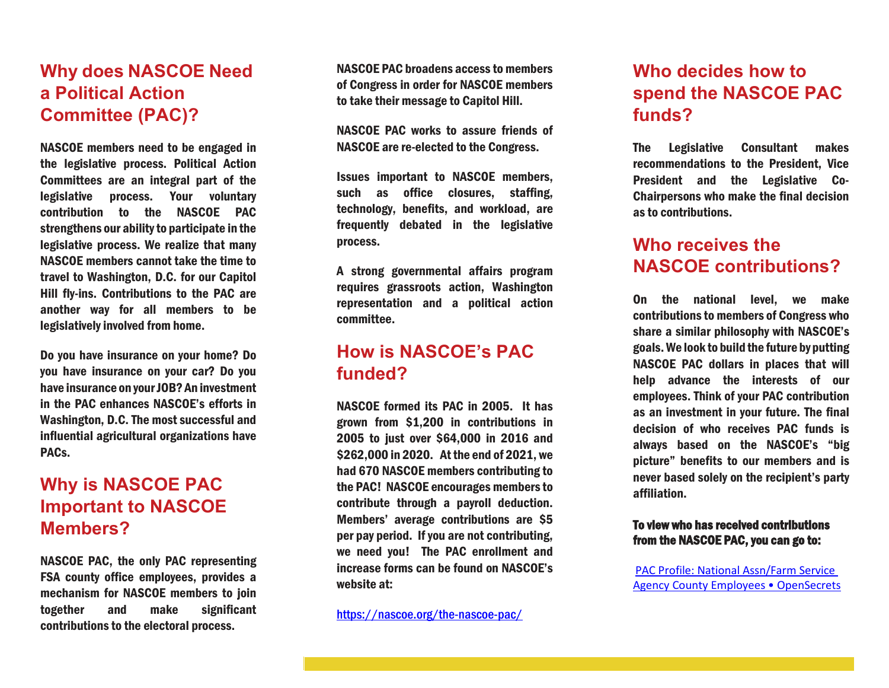## Why does NASCOE Need a Political Action Committee (PAC)?

NASCOE members need to be engaged in the legislative process. Political Action Committees are an integral part of the legislative process. Your voluntary contribution to the NASCOE PAC strengthens our ability to participate in the legislative process. We realize that many NASCOE members cannot take the time to travel to Washington, D.C. for our Capitol Hill fly-ins. Contributions to the PAC are another way for all members to be legislatively involved from home.

Do you have insurance on your home? Do you have insurance on your car? Do you have insurance on your JOB? An investment in the PAC enhances NASCOE's efforts in Washington, D.C. The most successful and influential agricultural organizations have PACs.

## Why is NASCOE PAC Important to NASCOE Members?

NASCOE PAC, the only PAC representing FSA county office employees, provides a mechanism for NASCOE members to join together and make significant contributions to the electoral process.

NASCOE PAC broadens access to members of Congress in order for NASCOE members to take their message to Capitol Hill.

NASCOE PAC works to assure friends of NASCOE are re-elected to the Congress.

Issues important to NASCOE members, such as office closures, staffing, technology, benefits, and workload, are frequently debated in the legislative process.

A strong governmental affairs program requires grassroots action, Washington representation and a political action committee.

## How is NASCOE's PAC funded?

NASCOE formed its PAC in 2005. It has grown from $1,200 in contributions in 2005 to just over $64,000 in 2016 and $262,000 in 2020. At the end of 2021, we had 670 NASCOE members contributing to the PAC! NASCOE encourages members to contribute through a payroll deduction. Members' average contributions are $5 per pay period. If you are not contributing, we need you! The PAC enrollment and increase forms can be found on NASCOE's website at:

https://nascoe.org/the-nascoe-pac/

## Who decides how to spend the NASCOE PAC funds?

The Legislative Consultant makes recommendations to the President, Vice President and the Legislative Co-Chairpersons who make the final decision as to contributions.

## Who receives the NASCOE contributions?

On the national level, we make contributions to members of Congress who share a similar philosophy with NASCOE's goals. We look to build the future by putting NASCOE PAC dollars in places that will help advance the interests of our employees. Think of your PAC contribution as an investment in your future. The final decision of who receives PAC funds is always based on the NASCOE's "big picture" benefits to our members and is never based solely on the recipient's party affiliation.

**To view who has received contributions from the NASCOE PAC, you can go to:**

PAC Profile: National Assn/Farm Service Agency County Employees • OpenSecrets